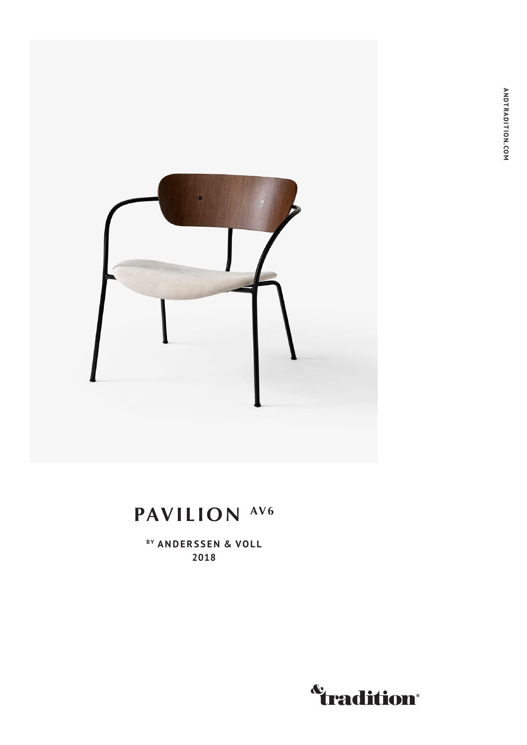# PAVILION AV6

BY ANDERSSEN & VOLL
2018

&tradition®

ANDTRADITION.COM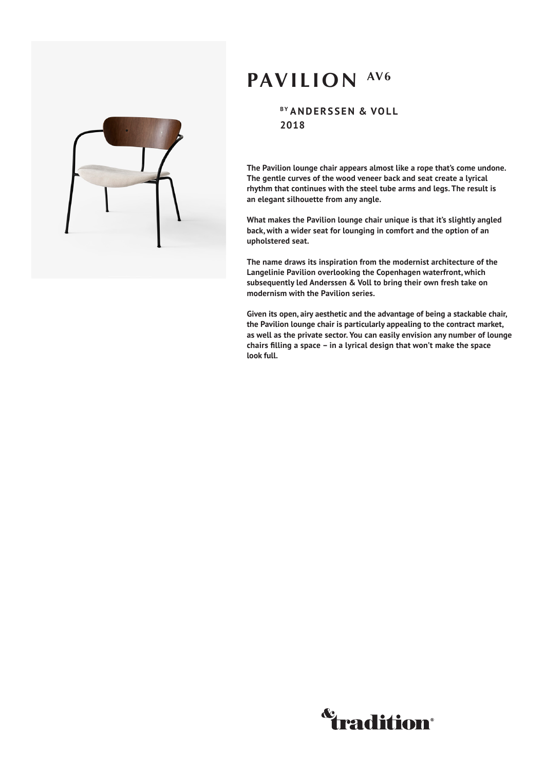# PAVILION AV6

**BY ANDERSSEN & VOLL**
**2018**

**The Pavilion lounge chair appears almost like a rope that's come undone. The gentle curves of the wood veneer back and seat create a lyrical rhythm that continues with the steel tube arms and legs. The result is an elegant silhouette from any angle.**

**What makes the Pavilion lounge chair unique is that it's slightly angled back, with a wider seat for lounging in comfort and the option of an upholstered seat.**

**The name draws its inspiration from the modernist architecture of the Langelinie Pavilion overlooking the Copenhagen waterfront, which subsequently led Anderssen & Voll to bring their own fresh take on modernism with the Pavilion series.**

**Given its open, airy aesthetic and the advantage of being a stackable chair, the Pavilion lounge chair is particularly appealing to the contract market, as well as the private sector. You can easily envision any number of lounge chairs filling a space – in a lyrical design that won't make the space look full.**

&tradition®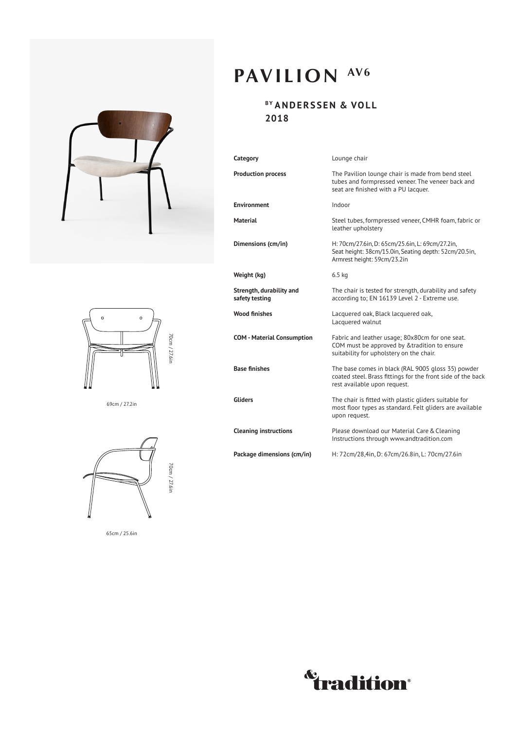# PAVILION AV6

## BY ANDERSSEN & VOLL
## 2018

| | |
|---|---|
| **Category** | Lounge chair |
| **Production process** | The Pavilion lounge chair is made from bend steel tubes and formpressed veneer. The veneer back and seat are finished with a PU lacquer. |
| **Environment** | Indoor |
| **Material** | Steel tubes, formpressed veneer, CMHR foam, fabric or leather upholstery |
| **Dimensions (cm/in)** | H: 70cm/27.6in, D: 65cm/25.6in, L: 69cm/27.2in, Seat height: 38cm/15.0in, Seating depth: 52cm/20.5in, Armrest height: 59cm/23.2in |
| **Weight (kg)** | 6.5 kg |
| **Strength, durability and safety testing** | The chair is tested for strength, durability and safety according to; EN 16139 Level 2 - Extreme use. |
| **Wood finishes** | Lacquered oak, Black lacquered oak, Lacquered walnut |
| **COM - Material Consumption** | Fabric and leather usage; 80x80cm for one seat. COM must be approved by &tradition to ensure suitability for upholstery on the chair. |
| **Base finishes** | The base comes in black (RAL 9005 gloss 35) powder coated steel. Brass fittings for the front side of the back rest available upon request. |
| **Gliders** | The chair is fitted with plastic gliders suitable for most floor types as standard. Felt gliders are available upon request. |
| **Cleaning instructions** | Please download our Material Care & Cleaning Instructions through www.andtradition.com |
| **Package dimensions (cm/in)** | H: 72cm/28,4in, D: 67cm/26.8in, L: 70cm/27.6in |

70cm / 27.6in

69cm / 27.2in

70cm / 27.6in

65cm / 25.6in

&tradition®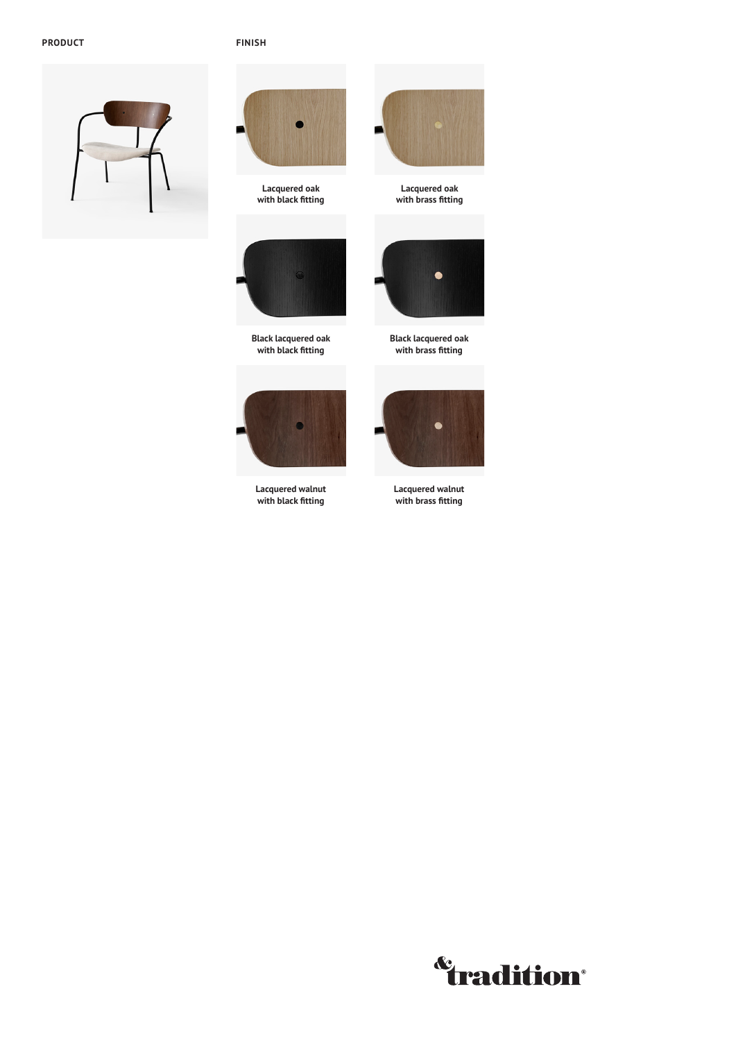PRODUCT

FINISH

Lacquered oak
with black fitting

Lacquered oak
with brass fitting

Black lacquered oak
with black fitting

Black lacquered oak
with brass fitting

Lacquered walnut
with black fitting

Lacquered walnut
with brass fitting